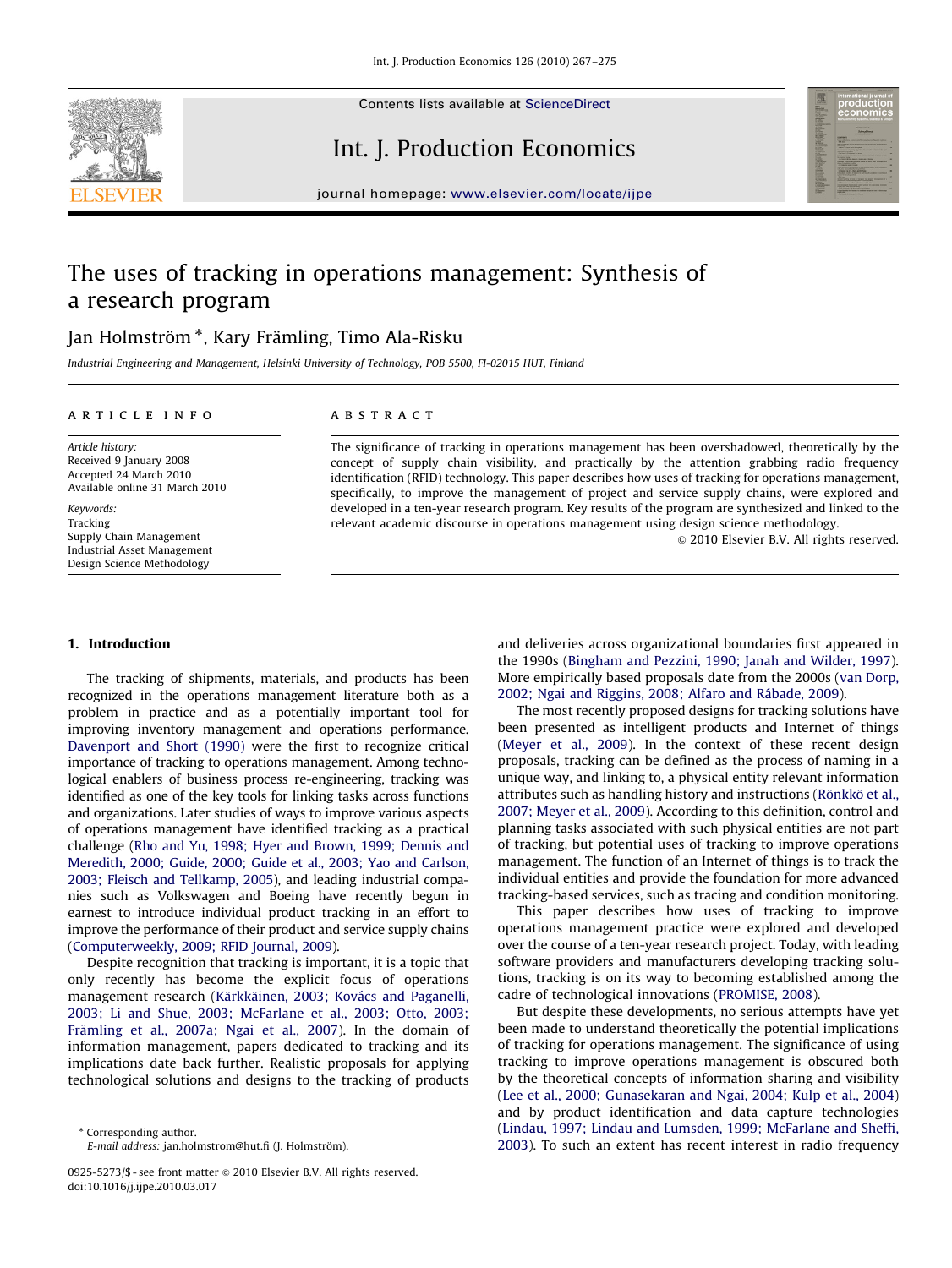# The uses of tracking in operations management: Synthesis of a research program

Jan Holmström *, Kary Främling, Timo Ala-Risku

*Industrial Engineering and Management, Helsinki University of Technology, POB 5500, FI-02015 HUT, Finland*

**ARTICLE INFO**

*Article history:*
Received 9 January 2008
Accepted 24 March 2010
Available online 31 March 2010

*Keywords:*
Tracking
Supply Chain Management
Industrial Asset Management
Design Science Methodology

**ABSTRACT**

The significance of tracking in operations management has been overshadowed, theoretically by the concept of supply chain visibility, and practically by the attention grabbing radio frequency identification (RFID) technology. This paper describes how uses of tracking for operations management, specifically, to improve the management of project and service supply chains, were explored and developed in a ten-year research program. Key results of the program are synthesized and linked to the relevant academic discourse in operations management using design science methodology.

© 2010 Elsevier B.V. All rights reserved.

## 1. Introduction

The tracking of shipments, materials, and products has been recognized in the operations management literature both as a problem in practice and as a potentially important tool for improving inventory management and operations performance. Davenport and Short (1990) were the first to recognize critical importance of tracking to operations management. Among technological enablers of business process re-engineering, tracking was identified as one of the key tools for linking tasks across functions and organizations. Later studies of ways to improve various aspects of operations management have identified tracking as a practical challenge (Rho and Yu, 1998; Hyer and Brown, 1999; Dennis and Meredith, 2000; Guide, 2000; Guide et al., 2003; Yao and Carlson, 2003; Fleisch and Tellkamp, 2005), and leading industrial companies such as Volkswagen and Boeing have recently begun in earnest to introduce individual product tracking in an effort to improve the performance of their product and service supply chains (Computerweekly, 2009; RFID Journal, 2009).

Despite recognition that tracking is important, it is a topic that only recently has become the explicit focus of operations management research (Kärkkäinen, 2003; Kovács and Paganelli, 2003; Li and Shue, 2003; McFarlane et al., 2003; Otto, 2003; Främling et al., 2007a; Ngai et al., 2007). In the domain of information management, papers dedicated to tracking and its implications date back further. Realistic proposals for applying technological solutions and designs to the tracking of products and deliveries across organizational boundaries first appeared in the 1990s (Bingham and Pezzini, 1990; Janah and Wilder, 1997). More empirically based proposals date from the 2000s (van Dorp, 2002; Ngai and Riggins, 2008; Alfaro and Rábade, 2009).

The most recently proposed designs for tracking solutions have been presented as intelligent products and Internet of things (Meyer et al., 2009). In the context of these recent design proposals, tracking can be defined as the process of naming in a unique way, and linking to, a physical entity relevant information attributes such as handling history and instructions (Rönkkö et al., 2007; Meyer et al., 2009). According to this definition, control and planning tasks associated with such physical entities are not part of tracking, but potential uses of tracking to improve operations management. The function of an Internet of things is to track the individual entities and provide the foundation for more advanced tracking-based services, such as tracing and condition monitoring.

This paper describes how uses of tracking to improve operations management practice were explored and developed over the course of a ten-year research project. Today, with leading software providers and manufacturers developing tracking solutions, tracking is on its way to becoming established among the cadre of technological innovations (PROMISE, 2008).

But despite these developments, no serious attempts have yet been made to understand theoretically the potential implications of tracking for operations management. The significance of using tracking to improve operations management is obscured both by the theoretical concepts of information sharing and visibility (Lee et al., 2000; Gunasekaran and Ngai, 2004; Kulp et al., 2004) and by product identification and data capture technologies (Lindau, 1997; Lindau and Lumsden, 1999; McFarlane and Sheffi, 2003). To such an extent has recent interest in radio frequency

* Corresponding author.
E-mail address: jan.holmstrom@hut.fi (J. Holmström).

0925-5273/$ - see front matter © 2010 Elsevier B.V. All rights reserved.
doi:10.1016/j.ijpe.2010.03.017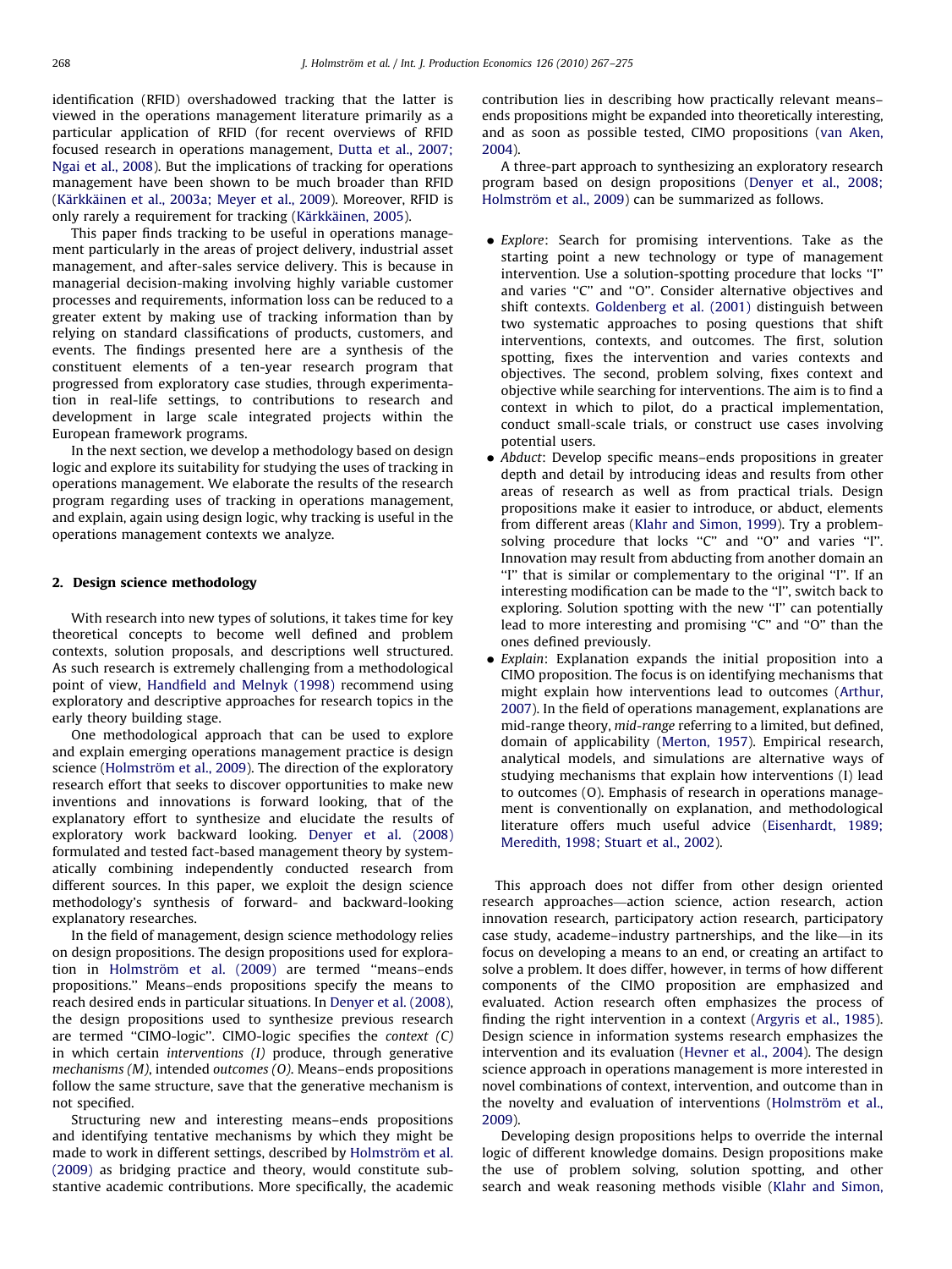identification (RFID) overshadowed tracking that the latter is viewed in the operations management literature primarily as a particular application of RFID (for recent overviews of RFID focused research in operations management, Dutta et al., 2007; Ngai et al., 2008). But the implications of tracking for operations management have been shown to be much broader than RFID (Kärkkäinen et al., 2003a; Meyer et al., 2009). Moreover, RFID is only rarely a requirement for tracking (Kärkkäinen, 2005).

This paper finds tracking to be useful in operations management particularly in the areas of project delivery, industrial asset management, and after-sales service delivery. This is because in managerial decision-making involving highly variable customer processes and requirements, information loss can be reduced to a greater extent by making use of tracking information than by relying on standard classifications of products, customers, and events. The findings presented here are a synthesis of the constituent elements of a ten-year research program that progressed from exploratory case studies, through experimentation in real-life settings, to contributions to research and development in large scale integrated projects within the European framework programs.

In the next section, we develop a methodology based on design logic and explore its suitability for studying the uses of tracking in operations management. We elaborate the results of the research program regarding uses of tracking in operations management, and explain, again using design logic, why tracking is useful in the operations management contexts we analyze.

## 2. Design science methodology

With research into new types of solutions, it takes time for key theoretical concepts to become well defined and problem contexts, solution proposals, and descriptions well structured. As such research is extremely challenging from a methodological point of view, Handfield and Melnyk (1998) recommend using exploratory and descriptive approaches for research topics in the early theory building stage.

One methodological approach that can be used to explore and explain emerging operations management practice is design science (Holmström et al., 2009). The direction of the exploratory research effort that seeks to discover opportunities to make new inventions and innovations is forward looking, that of the explanatory effort to synthesize and elucidate the results of exploratory work backward looking. Denyer et al. (2008) formulated and tested fact-based management theory by systematically combining independently conducted research from different sources. In this paper, we exploit the design science methodology's synthesis of forward- and backward-looking explanatory researches.

In the field of management, design science methodology relies on design propositions. The design propositions used for exploration in Holmström et al. (2009) are termed "means–ends propositions." Means–ends propositions specify the means to reach desired ends in particular situations. In Denyer et al. (2008), the design propositions used to synthesize previous research are termed "CIMO-logic". CIMO-logic specifies the *context (C)* in which certain *interventions (I)* produce, through generative *mechanisms (M)*, intended *outcomes (O)*. Means–ends propositions follow the same structure, save that the generative mechanism is not specified.

Structuring new and interesting means–ends propositions and identifying tentative mechanisms by which they might be made to work in different settings, described by Holmström et al. (2009) as bridging practice and theory, would constitute substantive academic contributions. More specifically, the academic contribution lies in describing how practically relevant means–ends propositions might be expanded into theoretically interesting, and as soon as possible tested, CIMO propositions (van Aken, 2004).

A three-part approach to synthesizing an exploratory research program based on design propositions (Denyer et al., 2008; Holmström et al., 2009) can be summarized as follows.

- *Explore*: Search for promising interventions. Take as the starting point a new technology or type of management intervention. Use a solution-spotting procedure that locks "I" and varies "C" and "O". Consider alternative objectives and shift contexts. Goldenberg et al. (2001) distinguish between two systematic approaches to posing questions that shift interventions, contexts, and outcomes. The first, solution spotting, fixes the intervention and varies contexts and objectives. The second, problem solving, fixes context and objective while searching for interventions. The aim is to find a context in which to pilot, do a practical implementation, conduct small-scale trials, or construct use cases involving potential users.
- *Abduct*: Develop specific means–ends propositions in greater depth and detail by introducing ideas and results from other areas of research as well as from practical trials. Design propositions make it easier to introduce, or abduct, elements from different areas (Klahr and Simon, 1999). Try a problem-solving procedure that locks "C" and "O" and varies "I". Innovation may result from abducting from another domain an "I" that is similar or complementary to the original "I". If an interesting modification can be made to the "I", switch back to exploring. Solution spotting with the new "I" can potentially lead to more interesting and promising "C" and "O" than the ones defined previously.
- *Explain*: Explanation expands the initial proposition into a CIMO proposition. The focus is on identifying mechanisms that might explain how interventions lead to outcomes (Arthur, 2007). In the field of operations management, explanations are mid-range theory, *mid-range* referring to a limited, but defined, domain of applicability (Merton, 1957). Empirical research, analytical models, and simulations are alternative ways of studying mechanisms that explain how interventions (I) lead to outcomes (O). Emphasis of research in operations management is conventionally on explanation, and methodological literature offers much useful advice (Eisenhardt, 1989; Meredith, 1998; Stuart et al., 2002).

This approach does not differ from other design oriented research approaches—action science, action research, action innovation research, participatory action research, participatory case study, academe–industry partnerships, and the like—in its focus on developing a means to an end, or creating an artifact to solve a problem. It does differ, however, in terms of how different components of the CIMO proposition are emphasized and evaluated. Action research often emphasizes the process of finding the right intervention in a context (Argyris et al., 1985). Design science in information systems research emphasizes the intervention and its evaluation (Hevner et al., 2004). The design science approach in operations management is more interested in novel combinations of context, intervention, and outcome than in the novelty and evaluation of interventions (Holmström et al., 2009).

Developing design propositions helps to override the internal logic of different knowledge domains. Design propositions make the use of problem solving, solution spotting, and other search and weak reasoning methods visible (Klahr and Simon,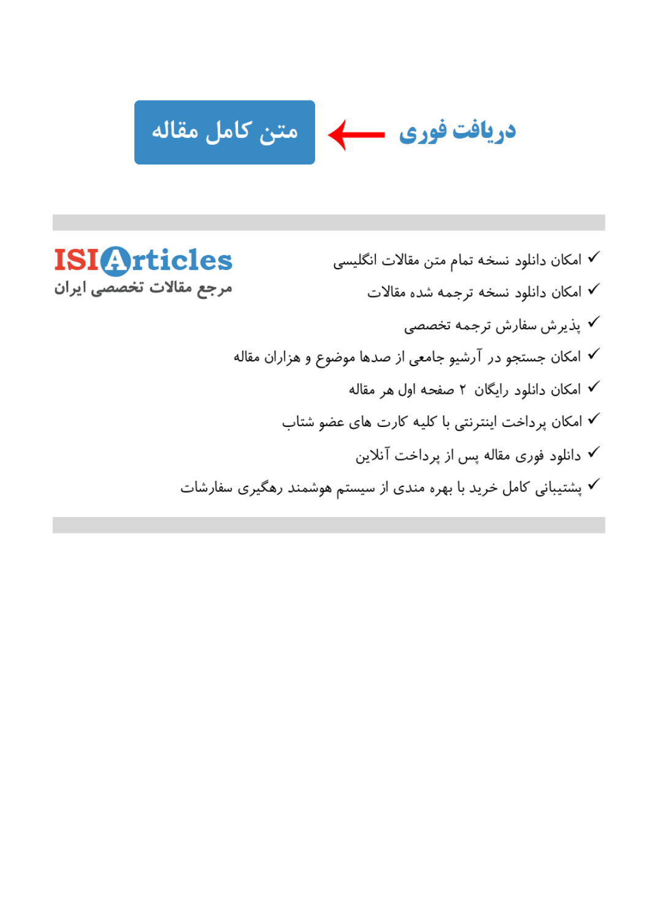دریافت فوری ← **متن کامل مقاله**

**ISIArticles**
مرجع مقالات تخصصی ایران

- ✓ امکان دانلود نسخه تمام متن مقالات انگلیسی
- ✓ امکان دانلود نسخه ترجمه شده مقالات
- ✓ پذیرش سفارش ترجمه تخصصی
- ✓ امکان جستجو در آرشیو جامعی از صدها موضوع و هزاران مقاله
- ✓ امکان دانلود رایگان ۲ صفحه اول هر مقاله
- ✓ امکان پرداخت اینترنتی با کلیه کارت های عضو شتاب
- ✓ دانلود فوری مقاله پس از پرداخت آنلاین
- ✓ پشتیبانی کامل خرید با بهره مندی از سیستم هوشمند رهگیری سفارشات